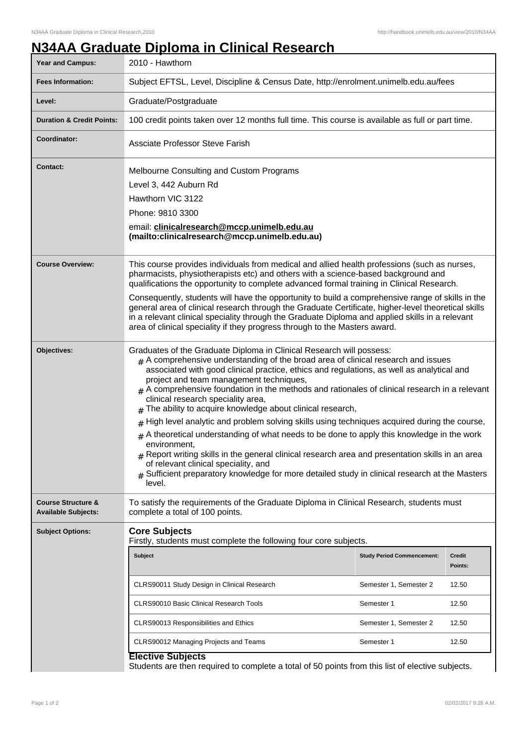# N34AA Graduate Diploma in Clinical Research

| | |
|---|---|
| **Year and Campus:** | 2010 - Hawthorn |
| **Fees Information:** | Subject EFTSL, Level, Discipline & Census Date, http://enrolment.unimelb.edu.au/fees |
| **Level:** | Graduate/Postgraduate |
| **Duration & Credit Points:** | 100 credit points taken over 12 months full time. This course is available as full or part time. |
| **Coordinator:** | Assciate Professor Steve Farish |
| **Contact:** | Melbourne Consulting and Custom Programs<br>Level 3, 442 Auburn Rd<br>Hawthorn VIC 3122<br>Phone: 9810 3300<br>email: **clinicalresearch@mccp.unimelb.edu.au (mailto:clinicalresearch@mccp.unimelb.edu.au)** |
| **Course Overview:** | This course provides individuals from medical and allied health professions (such as nurses, pharmacists, physiotherapists etc) and others with a science-based background and qualifications the opportunity to complete advanced formal training in Clinical Research.<br>Consequently, students will have the opportunity to build a comprehensive range of skills in the general area of clinical research through the Graduate Certificate, higher-level theoretical skills in a relevant clinical speciality through the Graduate Diploma and applied skills in a relevant area of clinical speciality if they progress through to the Masters award. |
| **Objectives:** | Graduates of the Graduate Diploma in Clinical Research will possess:<br># A comprehensive understanding of the broad area of clinical research and issues associated with good clinical practice, ethics and regulations, as well as analytical and project and team management techniques,<br># A comprehensive foundation in the methods and rationales of clinical research in a relevant clinical research speciality area,<br># The ability to acquire knowledge about clinical research,<br># High level analytic and problem solving skills using techniques acquired during the course,<br># A theoretical understanding of what needs to be done to apply this knowledge in the work environment,<br># Report writing skills in the general clinical research area and presentation skills in an area of relevant clinical speciality, and<br># Sufficient preparatory knowledge for more detailed study in clinical research at the Masters level. |
| **Course Structure & Available Subjects:** | To satisfy the requirements of the Graduate Diploma in Clinical Research, students must complete a total of 100 points. |

**Subject Options:**

### Core Subjects

Firstly, students must complete the following four core subjects.

| Subject | Study Period Commencement: | Credit Points: |
|---|---|---|
| CLRS90011 Study Design in Clinical Research | Semester 1, Semester 2 | 12.50 |
| CLRS90010 Basic Clinical Research Tools | Semester 1 | 12.50 |
| CLRS90013 Responsibilities and Ethics | Semester 1, Semester 2 | 12.50 |
| CLRS90012 Managing Projects and Teams | Semester 1 | 12.50 |

### Elective Subjects

Students are then required to complete a total of 50 points from this list of elective subjects.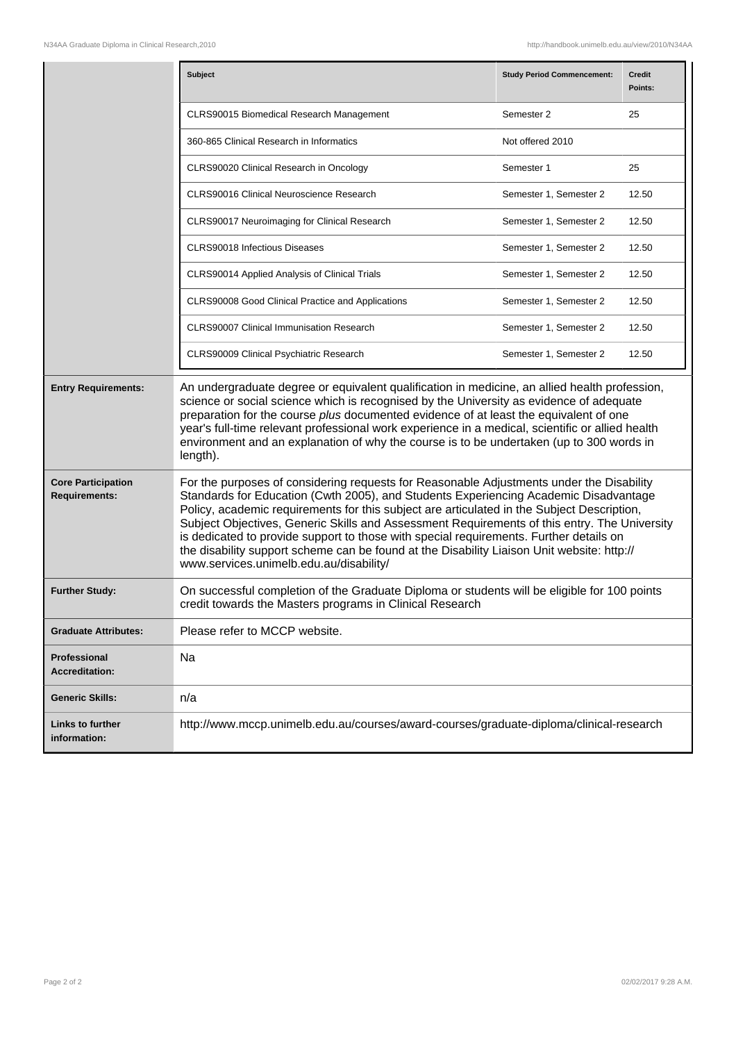| Subject | Study Period Commencement: | Credit Points: |
| --- | --- | --- |
| CLRS90015 Biomedical Research Management | Semester 2 | 25 |
| 360-865 Clinical Research in Informatics | Not offered 2010 | |
| CLRS90020 Clinical Research in Oncology | Semester 1 | 25 |
| CLRS90016 Clinical Neuroscience Research | Semester 1, Semester 2 | 12.50 |
| CLRS90017 Neuroimaging for Clinical Research | Semester 1, Semester 2 | 12.50 |
| CLRS90018 Infectious Diseases | Semester 1, Semester 2 | 12.50 |
| CLRS90014 Applied Analysis of Clinical Trials | Semester 1, Semester 2 | 12.50 |
| CLRS90008 Good Clinical Practice and Applications | Semester 1, Semester 2 | 12.50 |
| CLRS90007 Clinical Immunisation Research | Semester 1, Semester 2 | 12.50 |
| CLRS90009 Clinical Psychiatric Research | Semester 1, Semester 2 | 12.50 |

| | |
| --- | --- |
| **Entry Requirements:** | An undergraduate degree or equivalent qualification in medicine, an allied health profession, science or social science which is recognised by the University as evidence of adequate preparation for the course *plus* documented evidence of at least the equivalent of one year's full-time relevant professional work experience in a medical, scientific or allied health environment and an explanation of why the course is to be undertaken (up to 300 words in length). |
| **Core Participation Requirements:** | For the purposes of considering requests for Reasonable Adjustments under the Disability Standards for Education (Cwth 2005), and Students Experiencing Academic Disadvantage Policy, academic requirements for this subject are articulated in the Subject Description, Subject Objectives, Generic Skills and Assessment Requirements of this entry. The University is dedicated to provide support to those with special requirements. Further details on the disability support scheme can be found at the Disability Liaison Unit website: http://www.services.unimelb.edu.au/disability/ |
| **Further Study:** | On successful completion of the Graduate Diploma or students will be eligible for 100 points credit towards the Masters programs in Clinical Research |
| **Graduate Attributes:** | Please refer to MCCP website. |
| **Professional Accreditation:** | Na |
| **Generic Skills:** | n/a |
| **Links to further information:** | http://www.mccp.unimelb.edu.au/courses/award-courses/graduate-diploma/clinical-research |